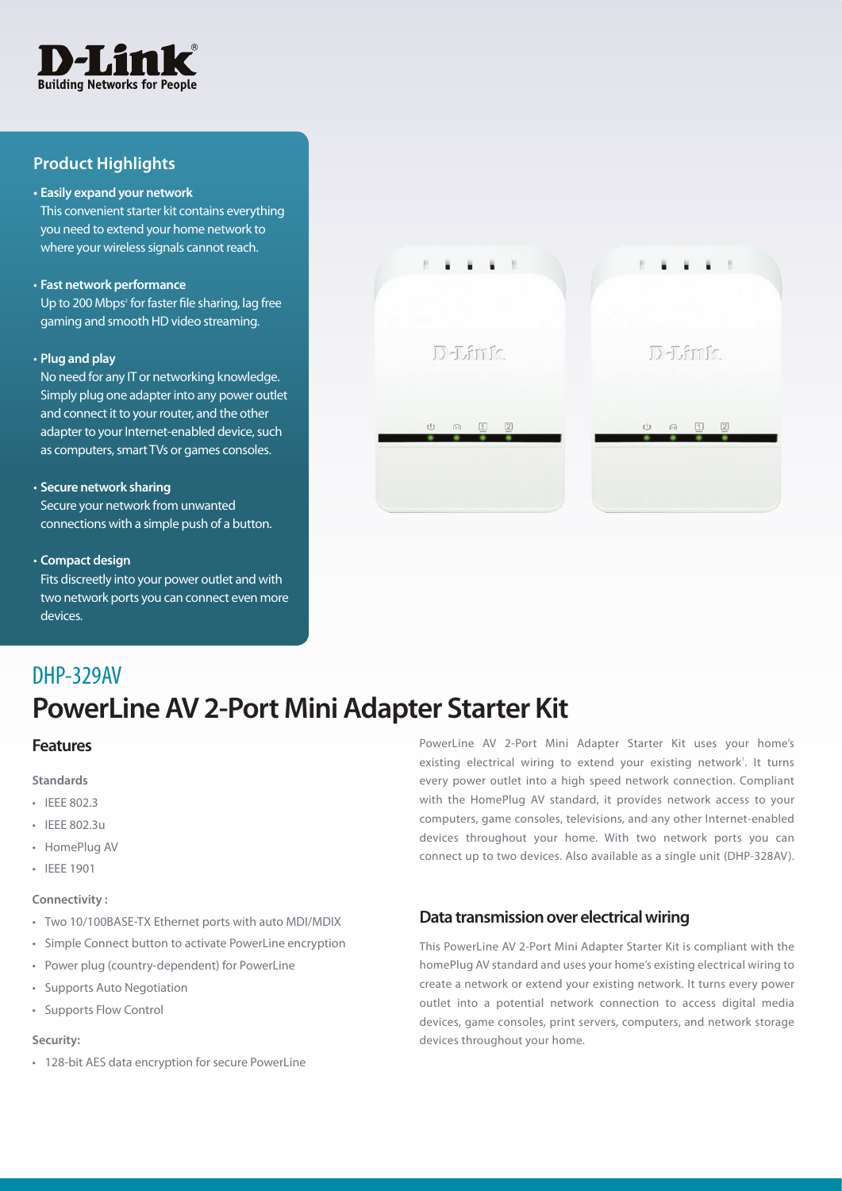D-Link
Building Networks for People

## Product Highlights

- **Easily expand your network**
  This convenient starter kit contains everything you need to extend your home network to where your wireless signals cannot reach.
- **Fast network performance**
  Up to 200 Mbps[2] for faster file sharing, lag free gaming and smooth HD video streaming.
- **Plug and play**
  No need for any IT or networking knowledge. Simply plug one adapter into any power outlet and connect it to your router, and the other adapter to your Internet-enabled device, such as computers, smart TVs or games consoles.
- **Secure network sharing**
  Secure your network from unwanted connections with a simple push of a button.
- **Compact design**
  Fits discreetly into your power outlet and with two network ports you can connect even more devices.

## DHP-329AV

# PowerLine AV 2-Port Mini Adapter Starter Kit

### Features

**Standards**

- IEEE 802.3
- IEEE 802.3u
- HomePlug AV
- IEEE 1901

**Connectivity :**

- Two 10/100BASE-TX Ethernet ports with auto MDI/MDIX
- Simple Connect button to activate PowerLine encryption
- Power plug (country-dependent) for PowerLine
- Supports Auto Negotiation
- Supports Flow Control

**Security:**

- 128-bit AES data encryption for secure PowerLine

PowerLine AV 2-Port Mini Adapter Starter Kit uses your home's existing electrical wiring to extend your existing network[1]. It turns every power outlet into a high speed network connection. Compliant with the HomePlug AV standard, it provides network access to your computers, game consoles, televisions, and any other Internet-enabled devices throughout your home. With two network ports you can connect up to two devices. Also available as a single unit (DHP-328AV).

### Data transmission over electrical wiring

This PowerLine AV 2-Port Mini Adapter Starter Kit is compliant with the homePlug AV standard and uses your home's existing electrical wiring to create a network or extend your existing network. It turns every power outlet into a potential network connection to access digital media devices, game consoles, print servers, computers, and network storage devices throughout your home.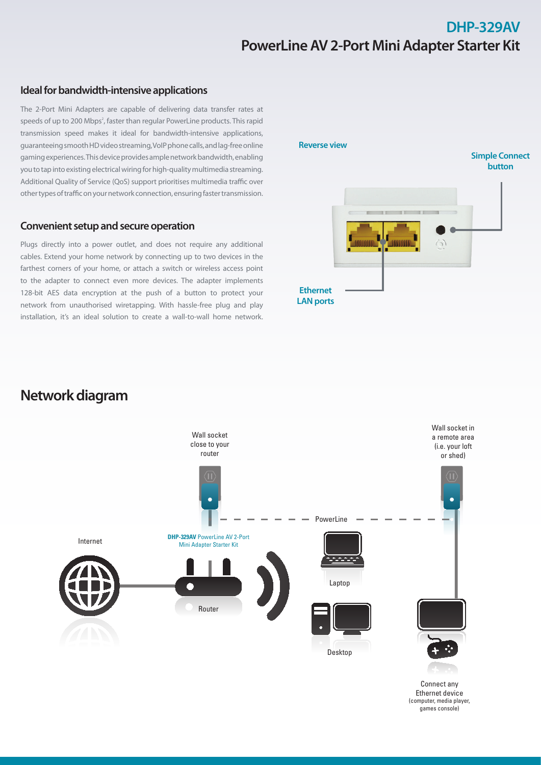# DHP-329AV

## PowerLine AV 2-Port Mini Adapter Starter Kit

### Ideal for bandwidth-intensive applications

The 2-Port Mini Adapters are capable of delivering data transfer rates at speeds of up to 200 Mbps[2], faster than regular PowerLine products. This rapid transmission speed makes it ideal for bandwidth-intensive applications, guaranteeing smooth HD video streaming, VoIP phone calls, and lag-free online gaming experiences. This device provides ample network bandwidth, enabling you to tap into existing electrical wiring for high-quality multimedia streaming. Additional Quality of Service (QoS) support prioritises multimedia traffic over other types of traffic on your network connection, ensuring faster transmission.

### Convenient setup and secure operation

Plugs directly into a power outlet, and does not require any additional cables. Extend your home network by connecting up to two devices in the farthest corners of your home, or attach a switch or wireless access point to the adapter to connect even more devices. The adapter implements 128-bit AES data encryption at the push of a button to protect your network from unauthorised wiretapping. With hassle-free plug and play installation, it's an ideal solution to create a wall-to-wall home network.

Reverse view

Simple Connect button

Ethernet LAN ports

## Network diagram

Wall socket close to your router

Wall socket in a remote area (i.e. your loft or shed)

PowerLine

**DHP-329AV** PowerLine AV 2-Port Mini Adapter Starter Kit

Internet

Router

Laptop

Desktop

Connect any Ethernet device (computer, media player, games console)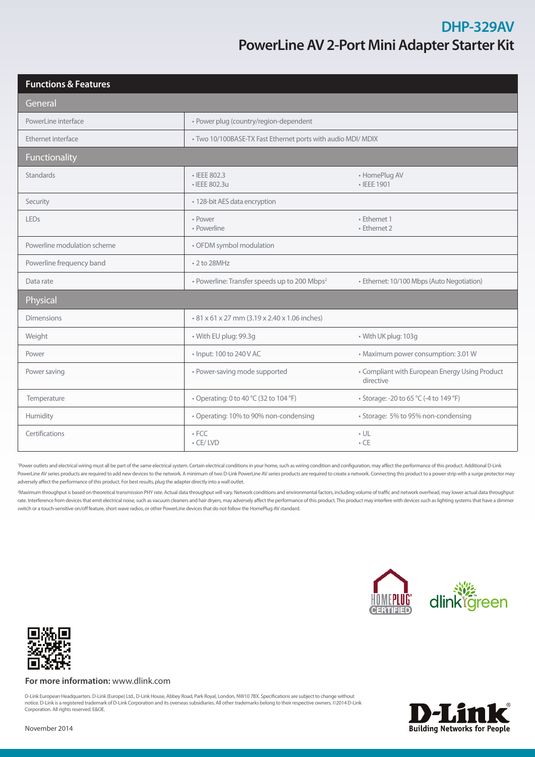# DHP-329AV

## PowerLine AV 2-Port Mini Adapter Starter Kit

| Functions & Features | | |
|---|---|---|
| **General** | | |
| PowerLine interface | • Power plug (country/region-dependent | |
| Ethernet interface | • Two 10/100BASE-TX Fast Ethernet ports with audio MDI/ MDIX | |
| **Functionality** | | |
| Standards | • IEEE 802.3<br>• IEEE 802.3u | • HomePlug AV<br>• IEEE 1901 |
| Security | • 128-bit AES data encryption | |
| LEDs | • Power<br>• Powerline | • Ethernet 1<br>• Ethernet 2 |
| Powerline modulation scheme | • OFDM symbol modulation | |
| Powerline frequency band | • 2 to 28MHz | |
| Data rate | • Powerline: Transfer speeds up to 200 Mbps[2] | • Ethernet: 10/100 Mbps (Auto Negotiation) |
| **Physical** | | |
| Dimensions | • 81 x 61 x 27 mm (3.19 x 2.40 x 1.06 inches) | |
| Weight | • With EU plug: 99.3g | • With UK plug: 103g |
| Power | • Input: 100 to 240 V AC | • Maximum power consumption: 3.01 W |
| Power saving | • Power-saving mode supported | • Compliant with European Energy Using Product directive |
| Temperature | • Operating: 0 to 40 °C (32 to 104 °F) | • Storage: -20 to 65 °C (-4 to 149 °F) |
| Humidity | • Operating: 10% to 90% non-condensing | • Storage: 5% to 95% non-condensing |
| Certifications | • FCC<br>• CE/ LVD | • UL<br>• CE |

[1]Power outlets and electrical wiring must all be part of the same electrical system. Certain electrical conditions in your home, such as wiring condition and configuration, may affect the performance of this product. Additional D-Link PowerLine AV series products are required to add new devices to the network. A minimum of two D-Link PowerLine AV series products are required to create a network. Connecting this product to a power strip with a surge protector may adversely affect the performance of this product. For best results, plug the adapter directly into a wall outlet.

[2]Maximum throughput is based on theoretical transmission PHY rate. Actual data throughput will vary. Network conditions and environmental factors, including volume of traffic and network overhead, may lower actual data throughput rate. Interference from devices that emit electrical noise, such as vacuum cleaners and hair dryers, may adversely affect the performance of this product. This product may interfere with devices such as lighting systems that have a dimmer switch or a touch-sensitive on/off feature, short wave radios, or other PowerLine devices that do not follow the HomePlug AV standard.

HOMEPLUG CERTIFIED

dlink green

**For more information:** www.dlink.com

D-Link European Headquarters. D-Link (Europe) Ltd., D-Link House, Abbey Road, Park Royal, London, NW10 7BX. Specifications are subject to change without notice. D-Link is a registered trademark of D-Link Corporation and its overseas subsidiaries. All other trademarks belong to their respective owners. ©2014 D-Link Corporation. All rights reserved. E&OE.

D-Link Building Networks for People

November 2014